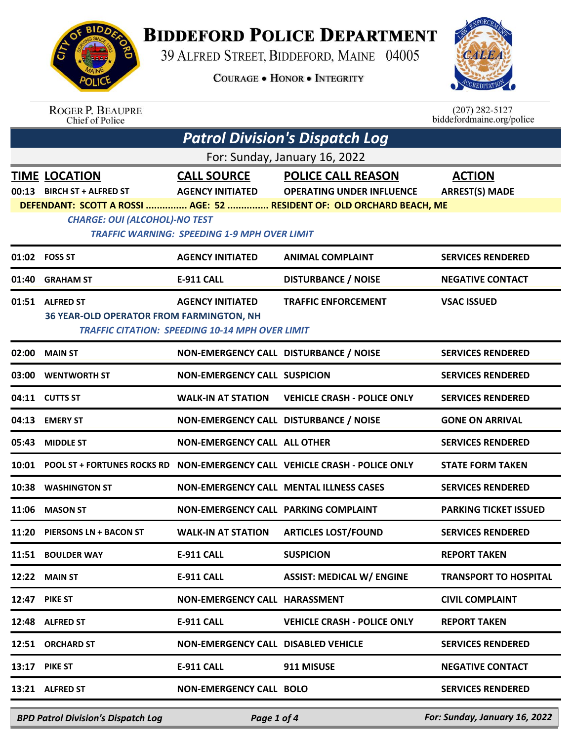# Biddeford Police Department

39 Alfred Street, Biddeford, Maine 04005

Courage • Honor • Integrity

Roger P. Beaupre
Chief of Police

(207) 282-5127
biddefordmaine.org/police

## Patrol Division's Dispatch Log

For: Sunday, January 16, 2022

| TIME | LOCATION | CALL SOURCE | POLICE CALL REASON | ACTION |
|---|---|---|---|---|
| 00:13 | BIRCH ST + ALFRED ST | AGENCY INITIATED | OPERATING UNDER INFLUENCE | ARREST(S) MADE |
| | DEFENDANT: SCOTT A ROSSI ............... AGE: 52 ............... RESIDENT OF: OLD ORCHARD BEACH, ME | | | |
| | *CHARGE: OUI (ALCOHOL)-NO TEST* | | | |
| | *TRAFFIC WARNING: SPEEDING 1-9 MPH OVER LIMIT* | | | |
| 01:02 | FOSS ST | AGENCY INITIATED | ANIMAL COMPLAINT | SERVICES RENDERED |
| 01:40 | GRAHAM ST | E-911 CALL | DISTURBANCE / NOISE | NEGATIVE CONTACT |
| 01:51 | ALFRED ST | AGENCY INITIATED | TRAFFIC ENFORCEMENT | VSAC ISSUED |
| | 36 YEAR-OLD OPERATOR FROM FARMINGTON, NH | | | |
| | *TRAFFIC CITATION: SPEEDING 10-14 MPH OVER LIMIT* | | | |
| 02:00 | MAIN ST | NON-EMERGENCY CALL | DISTURBANCE / NOISE | SERVICES RENDERED |
| 03:00 | WENTWORTH ST | NON-EMERGENCY CALL | SUSPICION | SERVICES RENDERED |
| 04:11 | CUTTS ST | WALK-IN AT STATION | VEHICLE CRASH - POLICE ONLY | SERVICES RENDERED |
| 04:13 | EMERY ST | NON-EMERGENCY CALL | DISTURBANCE / NOISE | GONE ON ARRIVAL |
| 05:43 | MIDDLE ST | NON-EMERGENCY CALL | ALL OTHER | SERVICES RENDERED |
| 10:01 | POOL ST + FORTUNES ROCKS RD | NON-EMERGENCY CALL | VEHICLE CRASH - POLICE ONLY | STATE FORM TAKEN |
| 10:38 | WASHINGTON ST | NON-EMERGENCY CALL | MENTAL ILLNESS CASES | SERVICES RENDERED |
| 11:06 | MASON ST | NON-EMERGENCY CALL | PARKING COMPLAINT | PARKING TICKET ISSUED |
| 11:20 | PIERSONS LN + BACON ST | WALK-IN AT STATION | ARTICLES LOST/FOUND | SERVICES RENDERED |
| 11:51 | BOULDER WAY | E-911 CALL | SUSPICION | REPORT TAKEN |
| 12:22 | MAIN ST | E-911 CALL | ASSIST: MEDICAL W/ ENGINE | TRANSPORT TO HOSPITAL |
| 12:47 | PIKE ST | NON-EMERGENCY CALL | HARASSMENT | CIVIL COMPLAINT |
| 12:48 | ALFRED ST | E-911 CALL | VEHICLE CRASH - POLICE ONLY | REPORT TAKEN |
| 12:51 | ORCHARD ST | NON-EMERGENCY CALL | DISABLED VEHICLE | SERVICES RENDERED |
| 13:17 | PIKE ST | E-911 CALL | 911 MISUSE | NEGATIVE CONTACT |
| 13:21 | ALFRED ST | NON-EMERGENCY CALL | BOLO | SERVICES RENDERED |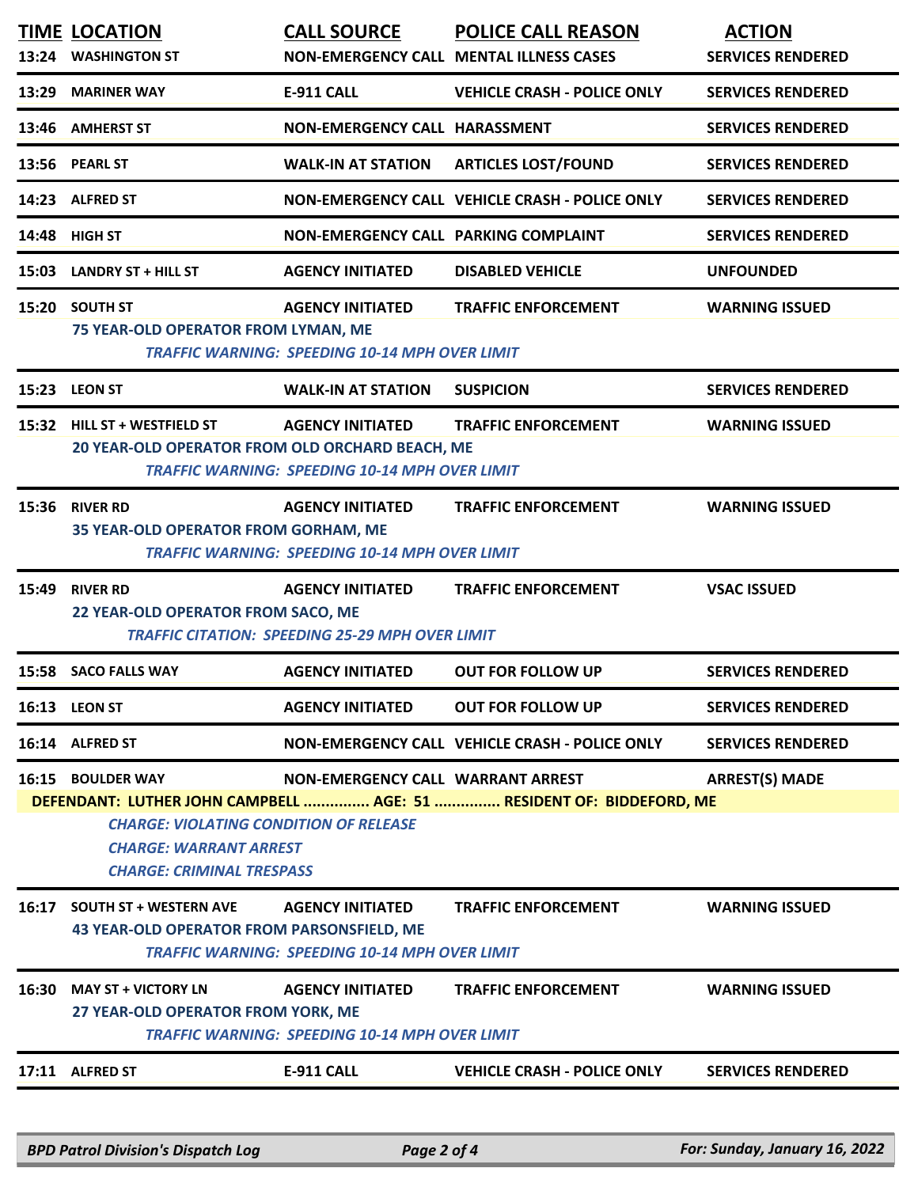| TIME | LOCATION | CALL SOURCE | POLICE CALL REASON | ACTION |
|---|---|---|---|---|
| 13:24 | WASHINGTON ST | NON-EMERGENCY CALL | MENTAL ILLNESS CASES | SERVICES RENDERED |
| 13:29 | MARINER WAY | E-911 CALL | VEHICLE CRASH - POLICE ONLY | SERVICES RENDERED |
| 13:46 | AMHERST ST | NON-EMERGENCY CALL | HARASSMENT | SERVICES RENDERED |
| 13:56 | PEARL ST | WALK-IN AT STATION | ARTICLES LOST/FOUND | SERVICES RENDERED |
| 14:23 | ALFRED ST | NON-EMERGENCY CALL | VEHICLE CRASH - POLICE ONLY | SERVICES RENDERED |
| 14:48 | HIGH ST | NON-EMERGENCY CALL | PARKING COMPLAINT | SERVICES RENDERED |
| 15:03 | LANDRY ST + HILL ST | AGENCY INITIATED | DISABLED VEHICLE | UNFOUNDED |
| 15:20 | SOUTH ST | AGENCY INITIATED | TRAFFIC ENFORCEMENT | WARNING ISSUED |
| | 75 YEAR-OLD OPERATOR FROM LYMAN, ME | | | |
| | *TRAFFIC WARNING: SPEEDING 10-14 MPH OVER LIMIT* | | | |
| 15:23 | LEON ST | WALK-IN AT STATION | SUSPICION | SERVICES RENDERED |
| 15:32 | HILL ST + WESTFIELD ST | AGENCY INITIATED | TRAFFIC ENFORCEMENT | WARNING ISSUED |
| | 20 YEAR-OLD OPERATOR FROM OLD ORCHARD BEACH, ME | | | |
| | *TRAFFIC WARNING: SPEEDING 10-14 MPH OVER LIMIT* | | | |
| 15:36 | RIVER RD | AGENCY INITIATED | TRAFFIC ENFORCEMENT | WARNING ISSUED |
| | 35 YEAR-OLD OPERATOR FROM GORHAM, ME | | | |
| | *TRAFFIC WARNING: SPEEDING 10-14 MPH OVER LIMIT* | | | |
| 15:49 | RIVER RD | AGENCY INITIATED | TRAFFIC ENFORCEMENT | VSAC ISSUED |
| | 22 YEAR-OLD OPERATOR FROM SACO, ME | | | |
| | *TRAFFIC CITATION: SPEEDING 25-29 MPH OVER LIMIT* | | | |
| 15:58 | SACO FALLS WAY | AGENCY INITIATED | OUT FOR FOLLOW UP | SERVICES RENDERED |
| 16:13 | LEON ST | AGENCY INITIATED | OUT FOR FOLLOW UP | SERVICES RENDERED |
| 16:14 | ALFRED ST | NON-EMERGENCY CALL | VEHICLE CRASH - POLICE ONLY | SERVICES RENDERED |
| 16:15 | BOULDER WAY | NON-EMERGENCY CALL | WARRANT ARREST | ARREST(S) MADE |
| | DEFENDANT: LUTHER JOHN CAMPBELL ............... AGE: 51 ............... RESIDENT OF: BIDDEFORD, ME | | | |
| | *CHARGE: VIOLATING CONDITION OF RELEASE* | | | |
| | *CHARGE: WARRANT ARREST* | | | |
| | *CHARGE: CRIMINAL TRESPASS* | | | |
| 16:17 | SOUTH ST + WESTERN AVE | AGENCY INITIATED | TRAFFIC ENFORCEMENT | WARNING ISSUED |
| | 43 YEAR-OLD OPERATOR FROM PARSONSFIELD, ME | | | |
| | *TRAFFIC WARNING: SPEEDING 10-14 MPH OVER LIMIT* | | | |
| 16:30 | MAY ST + VICTORY LN | AGENCY INITIATED | TRAFFIC ENFORCEMENT | WARNING ISSUED |
| | 27 YEAR-OLD OPERATOR FROM YORK, ME | | | |
| | *TRAFFIC WARNING: SPEEDING 10-14 MPH OVER LIMIT* | | | |
| 17:11 | ALFRED ST | E-911 CALL | VEHICLE CRASH - POLICE ONLY | SERVICES RENDERED |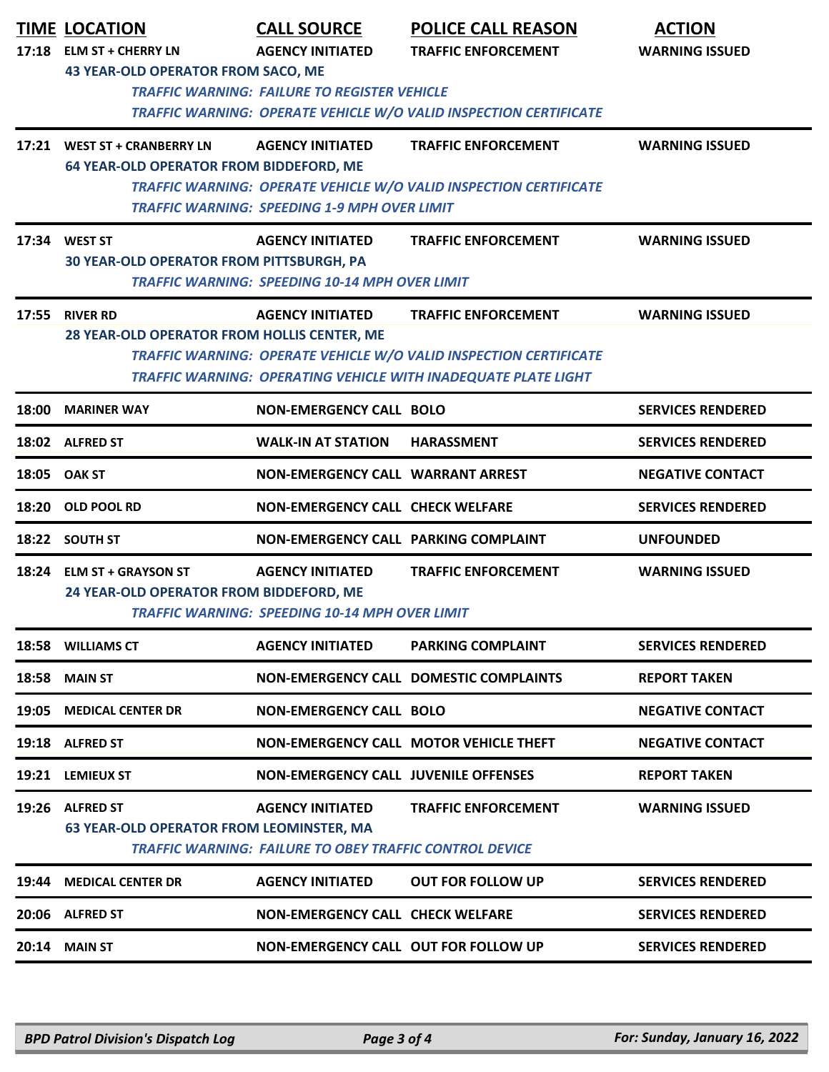| TIME | LOCATION | CALL SOURCE | POLICE CALL REASON | ACTION |
|---|---|---|---|---|
| 17:18 | ELM ST + CHERRY LN | AGENCY INITIATED | TRAFFIC ENFORCEMENT | WARNING ISSUED |
| | 43 YEAR-OLD OPERATOR FROM SACO, ME | | | |
| | | *TRAFFIC WARNING: FAILURE TO REGISTER VEHICLE* | | |
| | | *TRAFFIC WARNING: OPERATE VEHICLE W/O VALID INSPECTION CERTIFICATE* | | |
| 17:21 | WEST ST + CRANBERRY LN | AGENCY INITIATED | TRAFFIC ENFORCEMENT | WARNING ISSUED |
| | 64 YEAR-OLD OPERATOR FROM BIDDEFORD, ME | | | |
| | | *TRAFFIC WARNING: OPERATE VEHICLE W/O VALID INSPECTION CERTIFICATE* | | |
| | | *TRAFFIC WARNING: SPEEDING 1-9 MPH OVER LIMIT* | | |
| 17:34 | WEST ST | AGENCY INITIATED | TRAFFIC ENFORCEMENT | WARNING ISSUED |
| | 30 YEAR-OLD OPERATOR FROM PITTSBURGH, PA | | | |
| | | *TRAFFIC WARNING: SPEEDING 10-14 MPH OVER LIMIT* | | |
| 17:55 | RIVER RD | AGENCY INITIATED | TRAFFIC ENFORCEMENT | WARNING ISSUED |
| | 28 YEAR-OLD OPERATOR FROM HOLLIS CENTER, ME | | | |
| | | *TRAFFIC WARNING: OPERATE VEHICLE W/O VALID INSPECTION CERTIFICATE* | | |
| | | *TRAFFIC WARNING: OPERATING VEHICLE WITH INADEQUATE PLATE LIGHT* | | |
| 18:00 | MARINER WAY | NON-EMERGENCY CALL | BOLO | SERVICES RENDERED |
| 18:02 | ALFRED ST | WALK-IN AT STATION | HARASSMENT | SERVICES RENDERED |
| 18:05 | OAK ST | NON-EMERGENCY CALL | WARRANT ARREST | NEGATIVE CONTACT |
| 18:20 | OLD POOL RD | NON-EMERGENCY CALL | CHECK WELFARE | SERVICES RENDERED |
| 18:22 | SOUTH ST | NON-EMERGENCY CALL | PARKING COMPLAINT | UNFOUNDED |
| 18:24 | ELM ST + GRAYSON ST | AGENCY INITIATED | TRAFFIC ENFORCEMENT | WARNING ISSUED |
| | 24 YEAR-OLD OPERATOR FROM BIDDEFORD, ME | | | |
| | | *TRAFFIC WARNING: SPEEDING 10-14 MPH OVER LIMIT* | | |
| 18:58 | WILLIAMS CT | AGENCY INITIATED | PARKING COMPLAINT | SERVICES RENDERED |
| 18:58 | MAIN ST | NON-EMERGENCY CALL | DOMESTIC COMPLAINTS | REPORT TAKEN |
| 19:05 | MEDICAL CENTER DR | NON-EMERGENCY CALL | BOLO | NEGATIVE CONTACT |
| 19:18 | ALFRED ST | NON-EMERGENCY CALL | MOTOR VEHICLE THEFT | NEGATIVE CONTACT |
| 19:21 | LEMIEUX ST | NON-EMERGENCY CALL | JUVENILE OFFENSES | REPORT TAKEN |
| 19:26 | ALFRED ST | AGENCY INITIATED | TRAFFIC ENFORCEMENT | WARNING ISSUED |
| | 63 YEAR-OLD OPERATOR FROM LEOMINSTER, MA | | | |
| | | *TRAFFIC WARNING: FAILURE TO OBEY TRAFFIC CONTROL DEVICE* | | |
| 19:44 | MEDICAL CENTER DR | AGENCY INITIATED | OUT FOR FOLLOW UP | SERVICES RENDERED |
| 20:06 | ALFRED ST | NON-EMERGENCY CALL | CHECK WELFARE | SERVICES RENDERED |
| 20:14 | MAIN ST | NON-EMERGENCY CALL | OUT FOR FOLLOW UP | SERVICES RENDERED |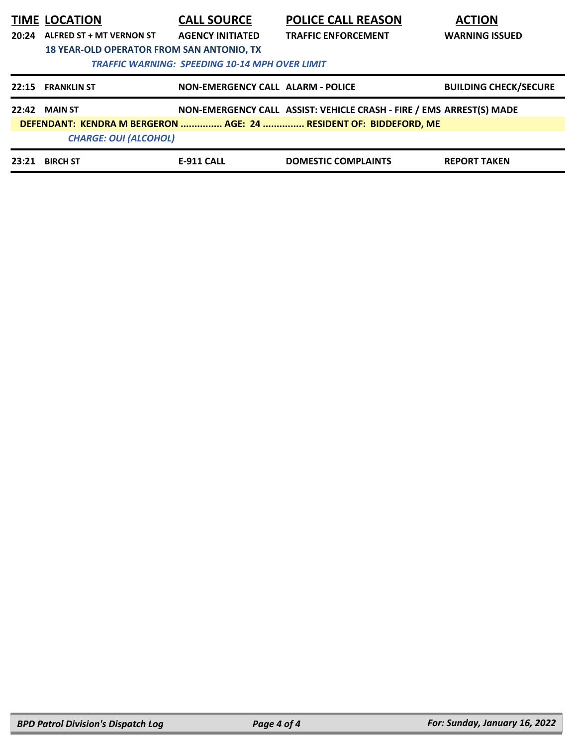| TIME | LOCATION | CALL SOURCE | POLICE CALL REASON | ACTION |
|---|---|---|---|---|
| 20:24 | ALFRED ST + MT VERNON ST | AGENCY INITIATED | TRAFFIC ENFORCEMENT | WARNING ISSUED |
| | 18 YEAR-OLD OPERATOR FROM SAN ANTONIO, TX | | | |
| | *TRAFFIC WARNING: SPEEDING 10-14 MPH OVER LIMIT* | | | |
| 22:15 | FRANKLIN ST | NON-EMERGENCY CALL | ALARM - POLICE | BUILDING CHECK/SECURE |
| 22:42 | MAIN ST | NON-EMERGENCY CALL | ASSIST: VEHICLE CRASH - FIRE / EMS | ARREST(S) MADE |
| | DEFENDANT: KENDRA M BERGERON ............... AGE: 24 ............... RESIDENT OF: BIDDEFORD, ME | | | |
| | *CHARGE: OUI (ALCOHOL)* | | | |
| 23:21 | BIRCH ST | E-911 CALL | DOMESTIC COMPLAINTS | REPORT TAKEN |